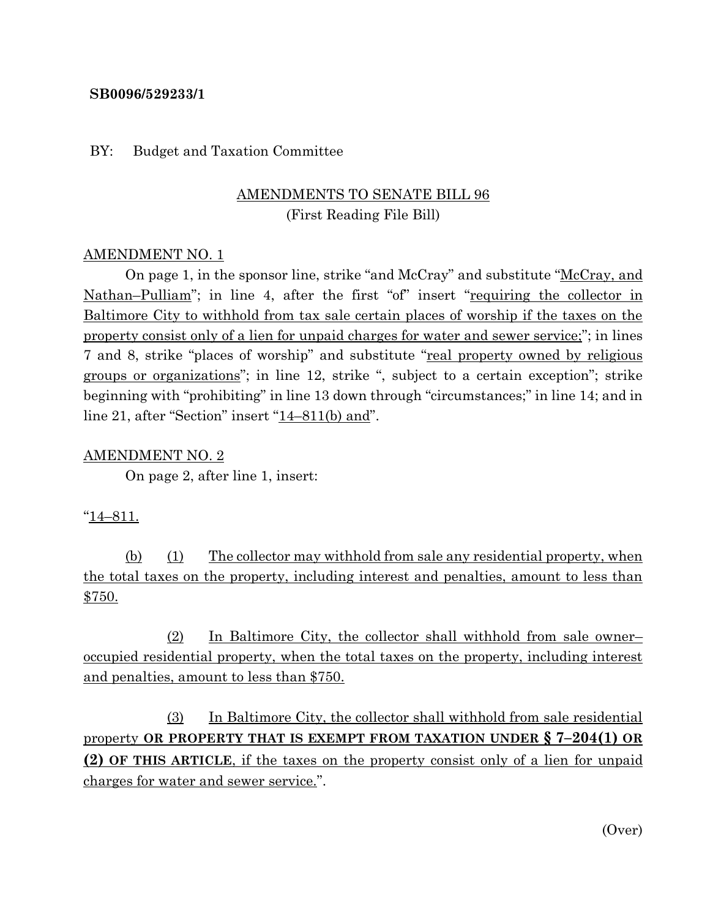**SB0096/529233/1**

BY: Budget and Taxation Committee

AMENDMENTS TO SENATE BILL 96
(First Reading File Bill)

AMENDMENT NO. 1

On page 1, in the sponsor line, strike "and McCray" and substitute "McCray, and Nathan–Pulliam"; in line 4, after the first "of" insert "requiring the collector in Baltimore City to withhold from tax sale certain places of worship if the taxes on the property consist only of a lien for unpaid charges for water and sewer service;"; in lines 7 and 8, strike "places of worship" and substitute "real property owned by religious groups or organizations"; in line 12, strike ", subject to a certain exception"; strike beginning with "prohibiting" in line 13 down through "circumstances;" in line 14; and in line 21, after "Section" insert "14–811(b) and".

AMENDMENT NO. 2

On page 2, after line 1, insert:

"14–811.

(b) (1) The collector may withhold from sale any residential property, when the total taxes on the property, including interest and penalties, amount to less than $750.

(2) In Baltimore City, the collector shall withhold from sale owner–occupied residential property, when the total taxes on the property, including interest and penalties, amount to less than $750.

(3) In Baltimore City, the collector shall withhold from sale residential property **OR PROPERTY THAT IS EXEMPT FROM TAXATION UNDER § 7–204(1) OR (2) OF THIS ARTICLE**, if the taxes on the property consist only of a lien for unpaid charges for water and sewer service.".

(Over)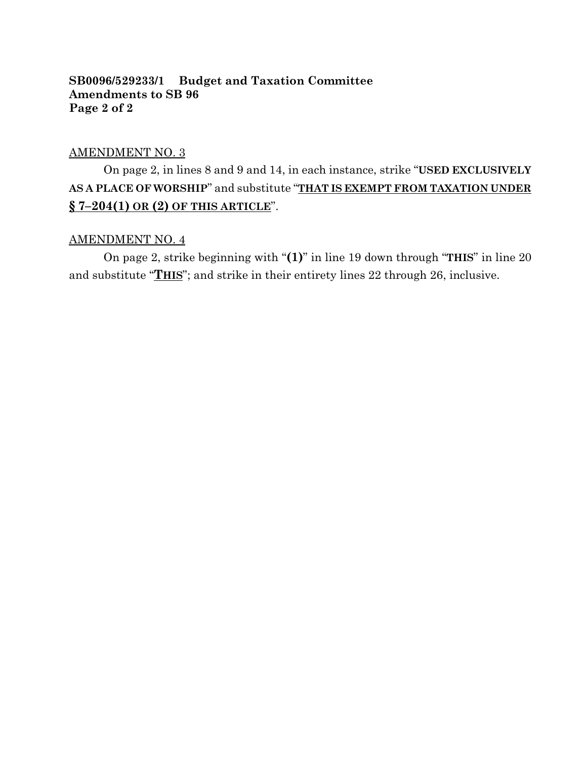AMENDMENT NO. 3

On page 2, in lines 8 and 9 and 14, in each instance, strike "**USED EXCLUSIVELY AS A PLACE OF WORSHIP**" and substitute "<u>**THAT IS EXEMPT FROM TAXATION UNDER § 7–204(1) OR (2) OF THIS ARTICLE**</u>".

AMENDMENT NO. 4

On page 2, strike beginning with "**(1)**" in line 19 down through "**THIS**" in line 20 and substitute "<u>**THIS**</u>"; and strike in their entirety lines 22 through 26, inclusive.